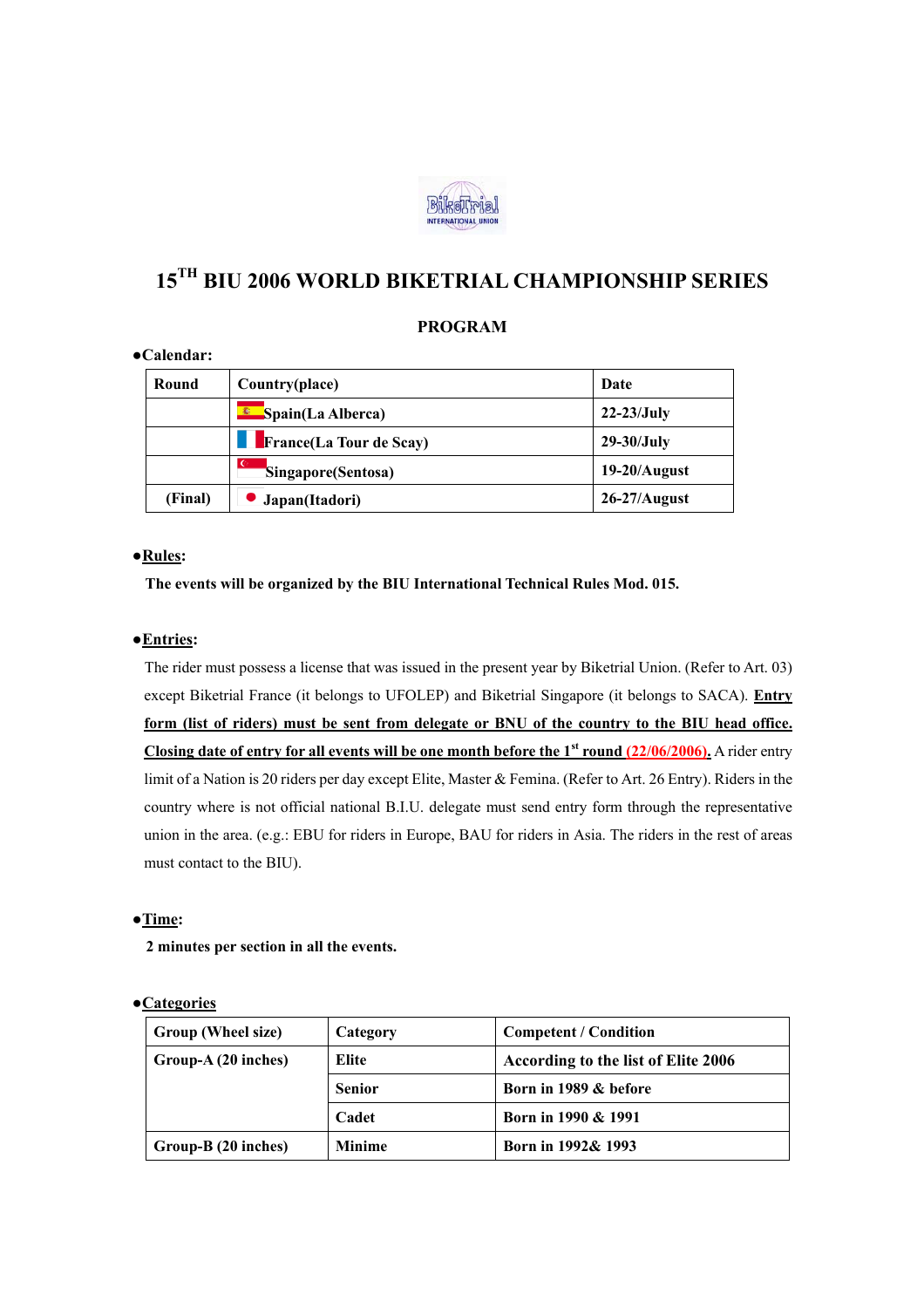# 15TH BIU 2006 WORLD BIKETRIAL CHAMPIONSHIP SERIES

## PROGRAM

●**Calendar:**

| Round | Country(place) | Date |
|---|---|---|
| | Spain(La Alberca) | 22-23/July |
| | France(La Tour de Scay) | 29-30/July |
| | Singapore(Sentosa) | 19-20/August |
| (Final) | Japan(Itadori) | 26-27/August |

●**Rules:**

**The events will be organized by the BIU International Technical Rules Mod. 015.**

●**Entries:**

The rider must possess a license that was issued in the present year by Biketrial Union. (Refer to Art. 03) except Biketrial France (it belongs to UFOLEP) and Biketrial Singapore (it belongs to SACA). **Entry form (list of riders) must be sent from delegate or BNU of the country to the BIU head office. Closing date of entry for all events will be one month before the 1st round (22/06/2006).** A rider entry limit of a Nation is 20 riders per day except Elite, Master & Femina. (Refer to Art. 26 Entry). Riders in the country where is not official national B.I.U. delegate must send entry form through the representative union in the area. (e.g.: EBU for riders in Europe, BAU for riders in Asia. The riders in the rest of areas must contact to the BIU).

●**Time:**

**2 minutes per section in all the events.**

●**Categories**

| Group (Wheel size) | Category | Competent / Condition |
|---|---|---|
| Group-A (20 inches) | Elite | According to the list of Elite 2006 |
| | Senior | Born in 1989 & before |
| | Cadet | Born in 1990 & 1991 |
| Group-B (20 inches) | Minime | Born in 1992& 1993 |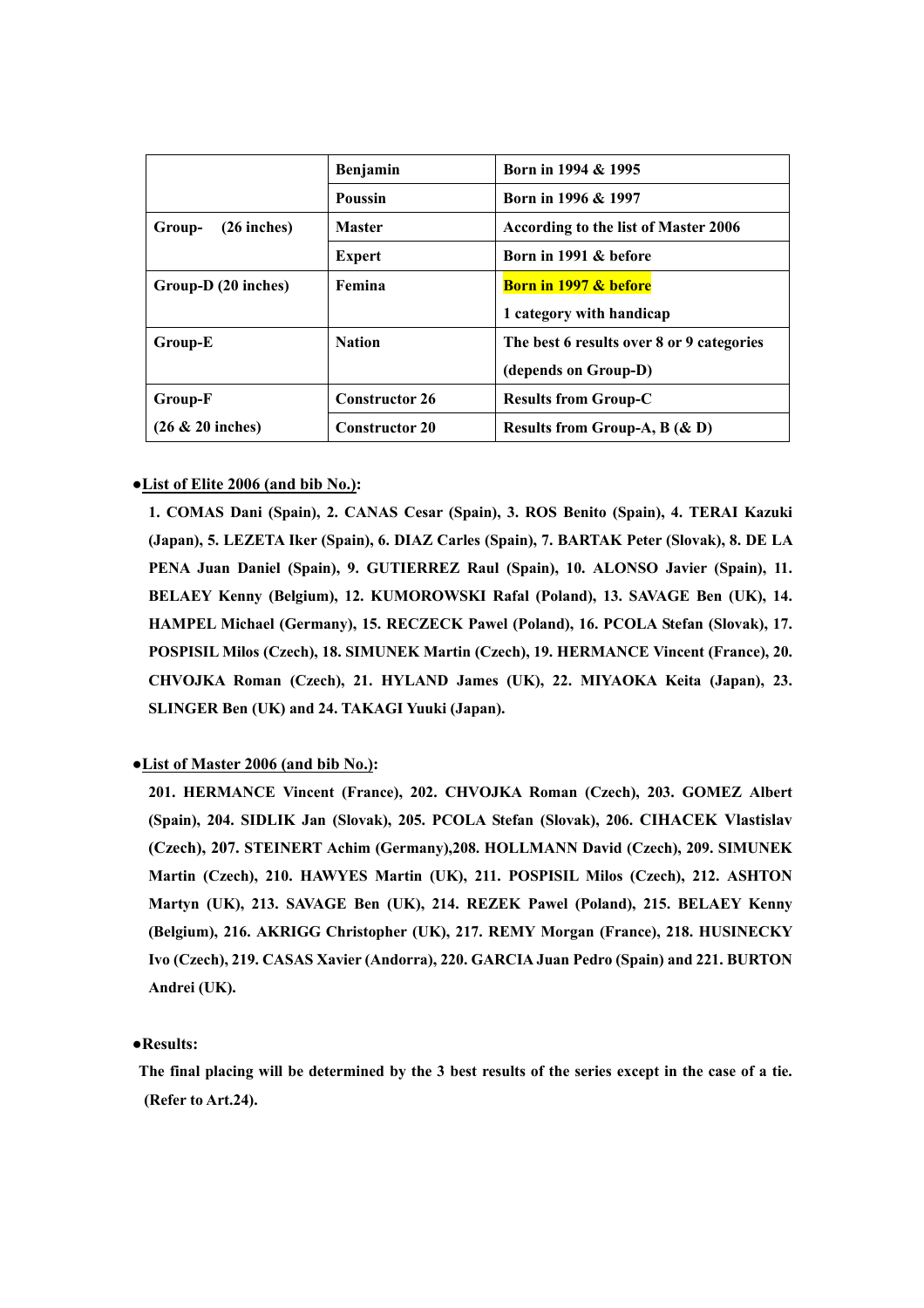| | | |
|---|---|---|
| | **Benjamin** | **Born in 1994 & 1995** |
| | **Poussin** | **Born in 1996 & 1997** |
| **Group-  (26 inches)** | **Master** | **According to the list of Master 2006** |
| | **Expert** | **Born in 1991 & before** |
| **Group-D (20 inches)** | **Femina** | **Born in 1997 & before**<br>**1 category with handicap** |
| **Group-E** | **Nation** | **The best 6 results over 8 or 9 categories (depends on Group-D)** |
| **Group-F** | **Constructor 26** | **Results from Group-C** |
| **(26 & 20 inches)** | **Constructor 20** | **Results from Group-A, B (& D)** |

**●List of Elite 2006 (and bib No.):**

**1. COMAS Dani (Spain), 2. CANAS Cesar (Spain), 3. ROS Benito (Spain), 4. TERAI Kazuki (Japan), 5. LEZETA Iker (Spain), 6. DIAZ Carles (Spain), 7. BARTAK Peter (Slovak), 8. DE LA PENA Juan Daniel (Spain), 9. GUTIERREZ Raul (Spain), 10. ALONSO Javier (Spain), 11. BELAEY Kenny (Belgium), 12. KUMOROWSKI Rafal (Poland), 13. SAVAGE Ben (UK), 14. HAMPEL Michael (Germany), 15. RECZECK Pawel (Poland), 16. PCOLA Stefan (Slovak), 17. POSPISIL Milos (Czech), 18. SIMUNEK Martin (Czech), 19. HERMANCE Vincent (France), 20. CHVOJKA Roman (Czech), 21. HYLAND James (UK), 22. MIYAOKA Keita (Japan), 23. SLINGER Ben (UK) and 24. TAKAGI Yuuki (Japan).**

**●List of Master 2006 (and bib No.):**

**201. HERMANCE Vincent (France), 202. CHVOJKA Roman (Czech), 203. GOMEZ Albert (Spain), 204. SIDLIK Jan (Slovak), 205. PCOLA Stefan (Slovak), 206. CIHACEK Vlastislav (Czech), 207. STEINERT Achim (Germany),208. HOLLMANN David (Czech), 209. SIMUNEK Martin (Czech), 210. HAWYES Martin (UK), 211. POSPISIL Milos (Czech), 212. ASHTON Martyn (UK), 213. SAVAGE Ben (UK), 214. REZEK Pawel (Poland), 215. BELAEY Kenny (Belgium), 216. AKRIGG Christopher (UK), 217. REMY Morgan (France), 218. HUSINECKY Ivo (Czech), 219. CASAS Xavier (Andorra), 220. GARCIA Juan Pedro (Spain) and 221. BURTON Andrei (UK).**

**●Results:**

**The final placing will be determined by the 3 best results of the series except in the case of a tie. (Refer to Art.24).**